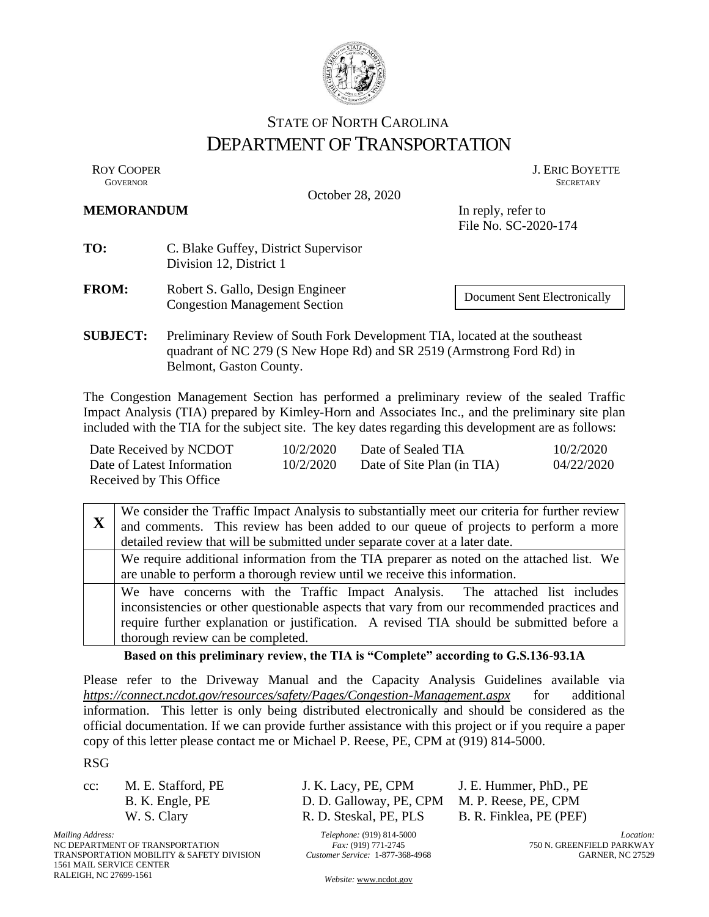STATE OF NORTH CAROLINA
# DEPARTMENT OF TRANSPORTATION

ROY COOPER
GOVERNOR

J. ERIC BOYETTE
SECRETARY

October 28, 2020

**MEMORANDUM**

In reply, refer to
File No. SC-2020-174

**TO:** C. Blake Guffey, District Supervisor
Division 12, District 1

**FROM:** Robert S. Gallo, Design Engineer
Congestion Management Section

Document Sent Electronically

**SUBJECT:** Preliminary Review of South Fork Development TIA, located at the southeast quadrant of NC 279 (S New Hope Rd) and SR 2519 (Armstrong Ford Rd) in Belmont, Gaston County.

The Congestion Management Section has performed a preliminary review of the sealed Traffic Impact Analysis (TIA) prepared by Kimley-Horn and Associates Inc., and the preliminary site plan included with the TIA for the subject site. The key dates regarding this development are as follows:

| | | | |
|---|---|---|---|
| Date Received by NCDOT | 10/2/2020 | Date of Sealed TIA | 10/2/2020 |
| Date of Latest Information Received by This Office | 10/2/2020 | Date of Site Plan (in TIA) | 04/22/2020 |

| | |
|---|---|
| **X** | We consider the Traffic Impact Analysis to substantially meet our criteria for further review and comments. This review has been added to our queue of projects to perform a more detailed review that will be submitted under separate cover at a later date. |
| | We require additional information from the TIA preparer as noted on the attached list. We are unable to perform a thorough review until we receive this information. |
| | We have concerns with the Traffic Impact Analysis. The attached list includes inconsistencies or other questionable aspects that vary from our recommended practices and require further explanation or justification. A revised TIA should be submitted before a thorough review can be completed. |

**Based on this preliminary review, the TIA is "Complete" according to G.S.136-93.1A**

Please refer to the Driveway Manual and the Capacity Analysis Guidelines available via *https://connect.ncdot.gov/resources/safety/Pages/Congestion-Management.aspx* for additional information. This letter is only being distributed electronically and should be considered as the official documentation. If we can provide further assistance with this project or if you require a paper copy of this letter please contact me or Michael P. Reese, PE, CPM at (919) 814-5000.

RSG

cc: M. E. Stafford, PE
B. K. Engle, PE
W. S. Clary
J. K. Lacy, PE, CPM
D. D. Galloway, PE, CPM
R. D. Steskal, PE, PLS
J. E. Hummer, PhD., PE
M. P. Reese, PE, CPM
B. R. Finklea, PE (PEF)

*Mailing Address:*
NC DEPARTMENT OF TRANSPORTATION
TRANSPORTATION MOBILITY & SAFETY DIVISION
1561 MAIL SERVICE CENTER
RALEIGH, NC 27699-1561

*Telephone:* (919) 814-5000
*Fax:* (919) 771-2745
*Customer Service:* 1-877-368-4968

*Website:* www.ncdot.gov

*Location:*
750 N. GREENFIELD PARKWAY
GARNER, NC 27529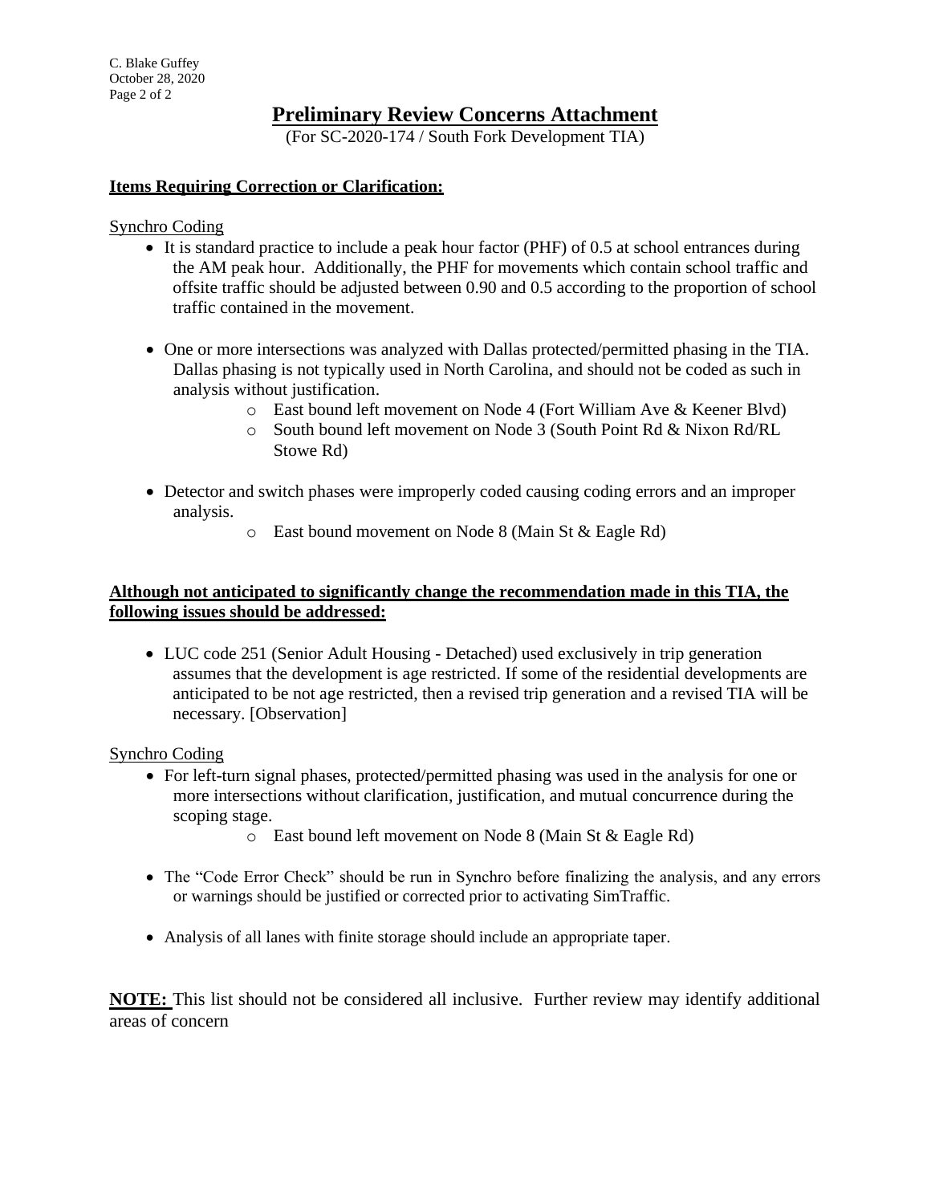# Preliminary Review Concerns Attachment

(For SC-2020-174 / South Fork Development TIA)

**Items Requiring Correction or Clarification:**

Synchro Coding

- It is standard practice to include a peak hour factor (PHF) of 0.5 at school entrances during the AM peak hour. Additionally, the PHF for movements which contain school traffic and offsite traffic should be adjusted between 0.90 and 0.5 according to the proportion of school traffic contained in the movement.

- One or more intersections was analyzed with Dallas protected/permitted phasing in the TIA. Dallas phasing is not typically used in North Carolina, and should not be coded as such in analysis without justification.
    - East bound left movement on Node 4 (Fort William Ave & Keener Blvd)
    - South bound left movement on Node 3 (South Point Rd & Nixon Rd/RL Stowe Rd)

- Detector and switch phases were improperly coded causing coding errors and an improper analysis.
    - East bound movement on Node 8 (Main St & Eagle Rd)

**Although not anticipated to significantly change the recommendation made in this TIA, the following issues should be addressed:**

- LUC code 251 (Senior Adult Housing - Detached) used exclusively in trip generation assumes that the development is age restricted. If some of the residential developments are anticipated to be not age restricted, then a revised trip generation and a revised TIA will be necessary. [Observation]

Synchro Coding

- For left-turn signal phases, protected/permitted phasing was used in the analysis for one or more intersections without clarification, justification, and mutual concurrence during the scoping stage.
    - East bound left movement on Node 8 (Main St & Eagle Rd)

- The "Code Error Check" should be run in Synchro before finalizing the analysis, and any errors or warnings should be justified or corrected prior to activating SimTraffic.

- Analysis of all lanes with finite storage should include an appropriate taper.

**NOTE:** This list should not be considered all inclusive. Further review may identify additional areas of concern